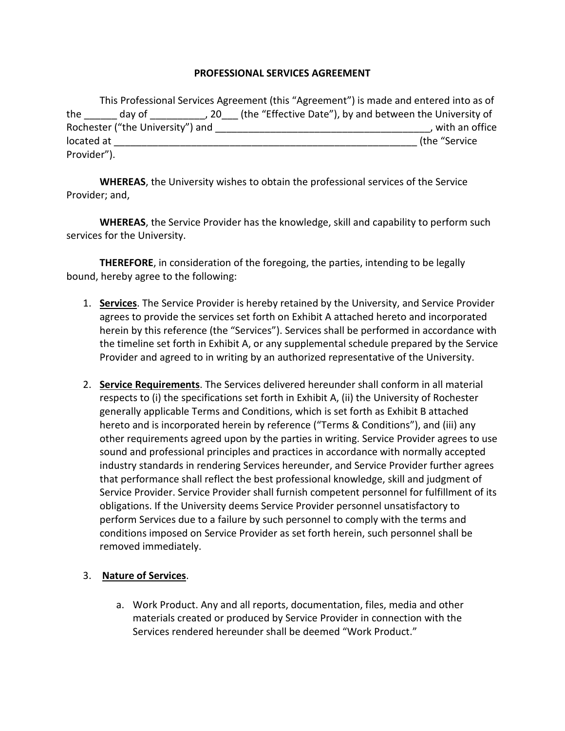# PROFESSIONAL SERVICES AGREEMENT

This Professional Services Agreement (this "Agreement") is made and entered into as of the ______ day of __________, 20___ (the "Effective Date"), by and between the University of Rochester ("the University") and ________________________________________, with an office located at _________________________________________________________ (the "Service Provider").

**WHEREAS**, the University wishes to obtain the professional services of the Service Provider; and,

**WHEREAS**, the Service Provider has the knowledge, skill and capability to perform such services for the University.

**THEREFORE**, in consideration of the foregoing, the parties, intending to be legally bound, hereby agree to the following:

1. **Services**. The Service Provider is hereby retained by the University, and Service Provider agrees to provide the services set forth on Exhibit A attached hereto and incorporated herein by this reference (the "Services"). Services shall be performed in accordance with the timeline set forth in Exhibit A, or any supplemental schedule prepared by the Service Provider and agreed to in writing by an authorized representative of the University.

2. **Service Requirements**. The Services delivered hereunder shall conform in all material respects to (i) the specifications set forth in Exhibit A, (ii) the University of Rochester generally applicable Terms and Conditions, which is set forth as Exhibit B attached hereto and is incorporated herein by reference ("Terms & Conditions"), and (iii) any other requirements agreed upon by the parties in writing. Service Provider agrees to use sound and professional principles and practices in accordance with normally accepted industry standards in rendering Services hereunder, and Service Provider further agrees that performance shall reflect the best professional knowledge, skill and judgment of Service Provider. Service Provider shall furnish competent personnel for fulfillment of its obligations. If the University deems Service Provider personnel unsatisfactory to perform Services due to a failure by such personnel to comply with the terms and conditions imposed on Service Provider as set forth herein, such personnel shall be removed immediately.

3. **Nature of Services**.

   a. Work Product. Any and all reports, documentation, files, media and other materials created or produced by Service Provider in connection with the Services rendered hereunder shall be deemed "Work Product."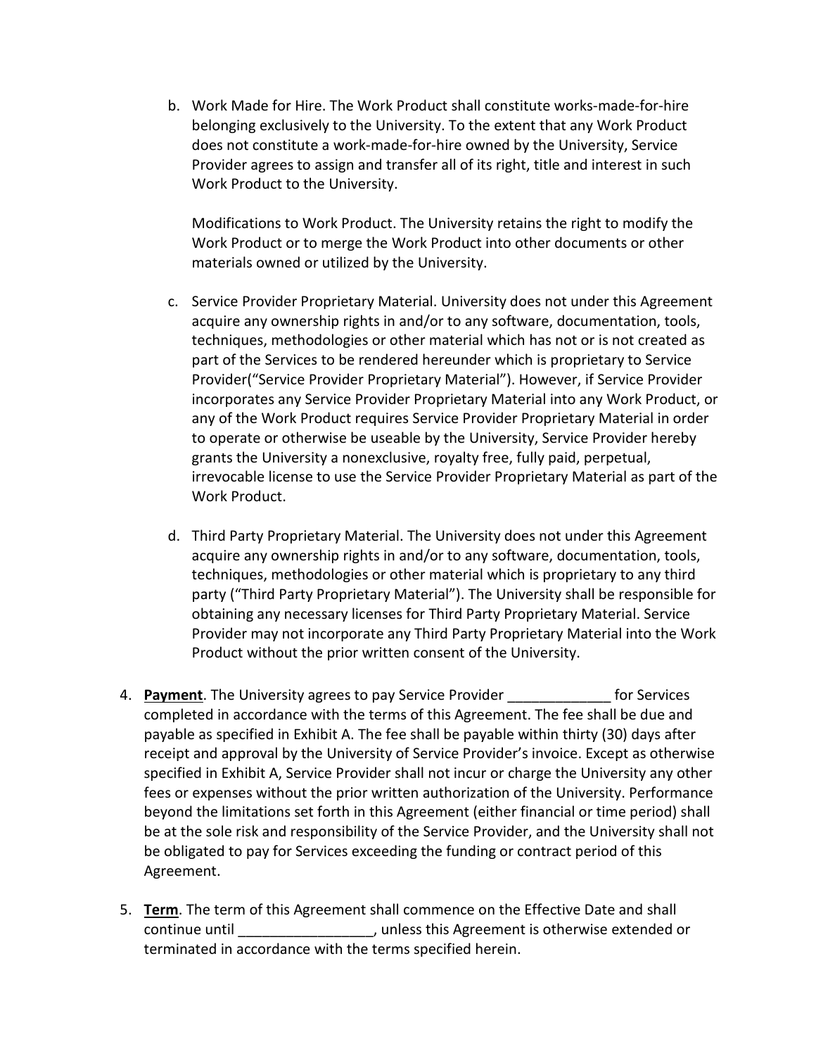b. Work Made for Hire. The Work Product shall constitute works-made-for-hire belonging exclusively to the University. To the extent that any Work Product does not constitute a work-made-for-hire owned by the University, Service Provider agrees to assign and transfer all of its right, title and interest in such Work Product to the University.

   Modifications to Work Product. The University retains the right to modify the Work Product or to merge the Work Product into other documents or other materials owned or utilized by the University.

c. Service Provider Proprietary Material. University does not under this Agreement acquire any ownership rights in and/or to any software, documentation, tools, techniques, methodologies or other material which has not or is not created as part of the Services to be rendered hereunder which is proprietary to Service Provider("Service Provider Proprietary Material"). However, if Service Provider incorporates any Service Provider Proprietary Material into any Work Product, or any of the Work Product requires Service Provider Proprietary Material in order to operate or otherwise be useable by the University, Service Provider hereby grants the University a nonexclusive, royalty free, fully paid, perpetual, irrevocable license to use the Service Provider Proprietary Material as part of the Work Product.

d. Third Party Proprietary Material. The University does not under this Agreement acquire any ownership rights in and/or to any software, documentation, tools, techniques, methodologies or other material which is proprietary to any third party ("Third Party Proprietary Material"). The University shall be responsible for obtaining any necessary licenses for Third Party Proprietary Material. Service Provider may not incorporate any Third Party Proprietary Material into the Work Product without the prior written consent of the University.

4. **Payment**. The University agrees to pay Service Provider _____________ for Services completed in accordance with the terms of this Agreement. The fee shall be due and payable as specified in Exhibit A. The fee shall be payable within thirty (30) days after receipt and approval by the University of Service Provider's invoice. Except as otherwise specified in Exhibit A, Service Provider shall not incur or charge the University any other fees or expenses without the prior written authorization of the University. Performance beyond the limitations set forth in this Agreement (either financial or time period) shall be at the sole risk and responsibility of the Service Provider, and the University shall not be obligated to pay for Services exceeding the funding or contract period of this Agreement.

5. **Term**. The term of this Agreement shall commence on the Effective Date and shall continue until _________________, unless this Agreement is otherwise extended or terminated in accordance with the terms specified herein.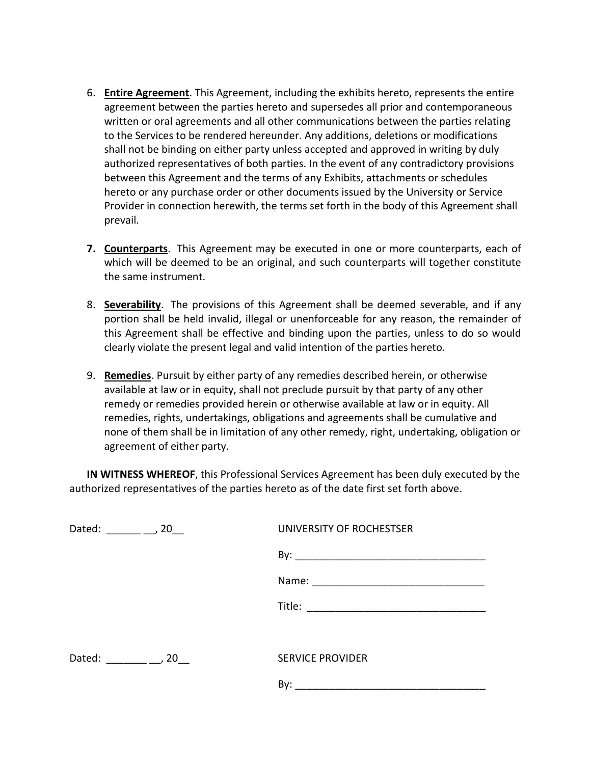6. **Entire Agreement**. This Agreement, including the exhibits hereto, represents the entire agreement between the parties hereto and supersedes all prior and contemporaneous written or oral agreements and all other communications between the parties relating to the Services to be rendered hereunder. Any additions, deletions or modifications shall not be binding on either party unless accepted and approved in writing by duly authorized representatives of both parties. In the event of any contradictory provisions between this Agreement and the terms of any Exhibits, attachments or schedules hereto or any purchase order or other documents issued by the University or Service Provider in connection herewith, the terms set forth in the body of this Agreement shall prevail.

7. **Counterparts**. This Agreement may be executed in one or more counterparts, each of which will be deemed to be an original, and such counterparts will together constitute the same instrument.

8. **Severability**. The provisions of this Agreement shall be deemed severable, and if any portion shall be held invalid, illegal or unenforceable for any reason, the remainder of this Agreement shall be effective and binding upon the parties, unless to do so would clearly violate the present legal and valid intention of the parties hereto.

9. **Remedies**. Pursuit by either party of any remedies described herein, or otherwise available at law or in equity, shall not preclude pursuit by that party of any other remedy or remedies provided herein or otherwise available at law or in equity. All remedies, rights, undertakings, obligations and agreements shall be cumulative and none of them shall be in limitation of any other remedy, right, undertaking, obligation or agreement of either party.

**IN WITNESS WHEREOF**, this Professional Services Agreement has been duly executed by the authorized representatives of the parties hereto as of the date first set forth above.

Dated: ______ __, 20__

UNIVERSITY OF ROCHESTSER

By: _________________________________

Name: ______________________________

Title: _______________________________

Dated: _______ __, 20__

SERVICE PROVIDER

By: _________________________________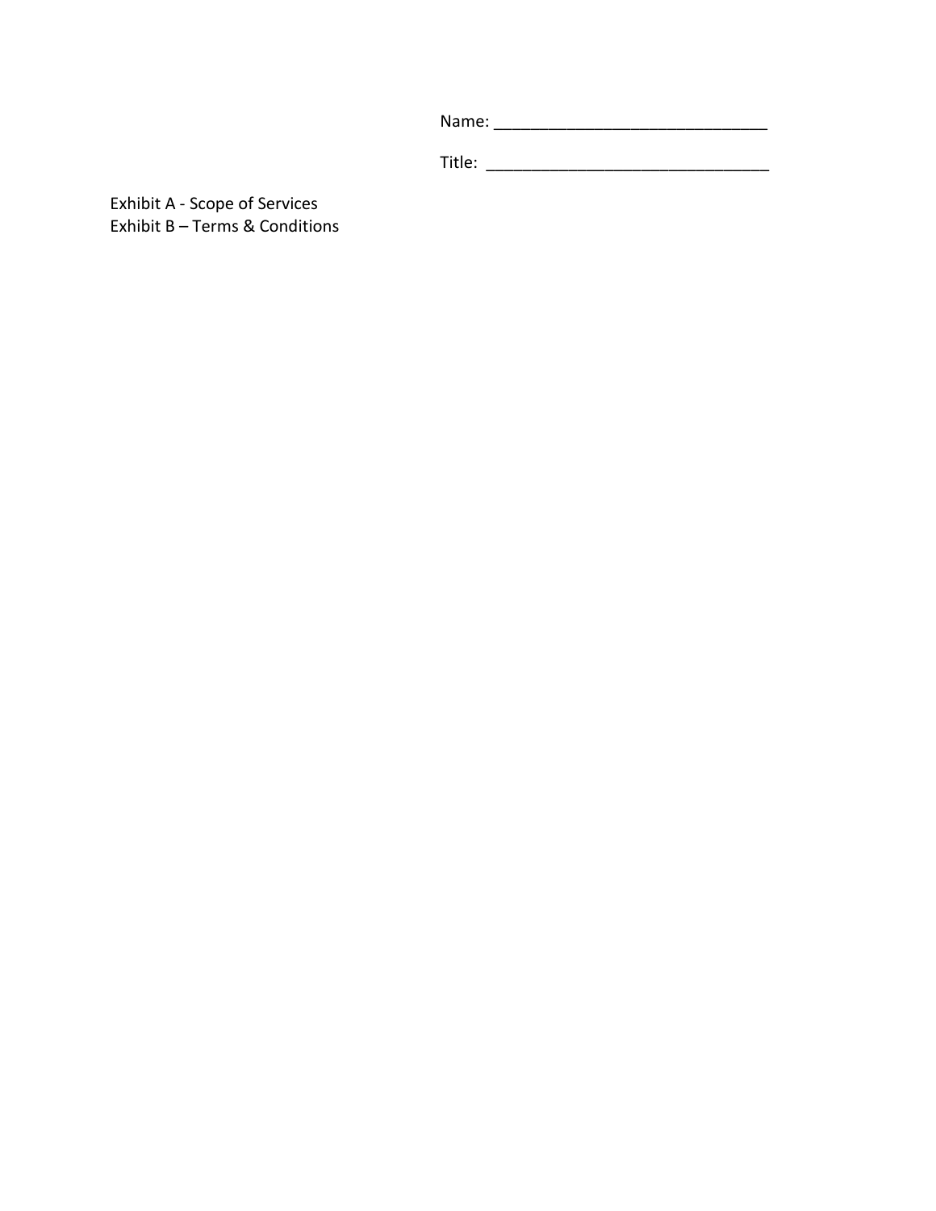Name: _______________________________

Title: ________________________________

Exhibit A - Scope of Services
Exhibit B – Terms & Conditions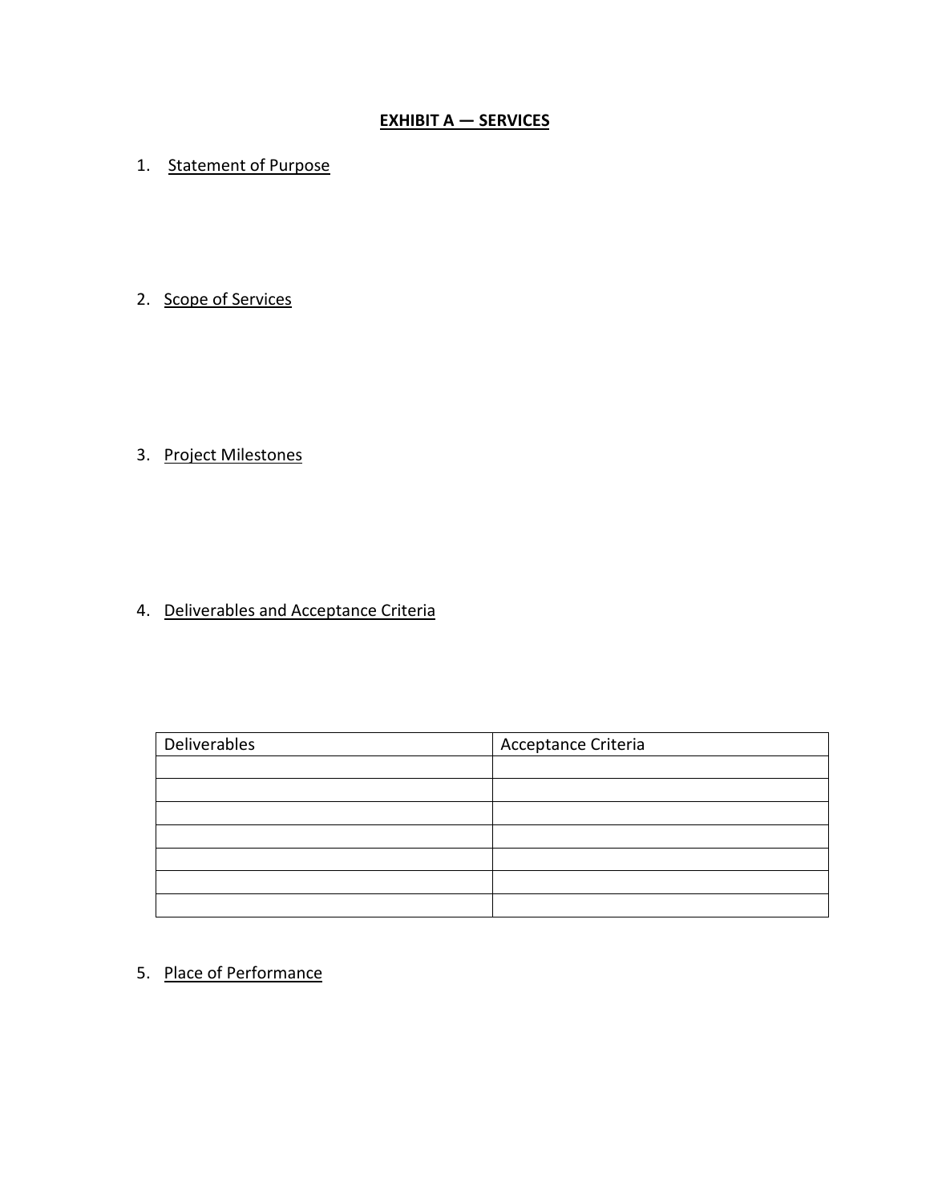# EXHIBIT A — SERVICES

1. Statement of Purpose

2. Scope of Services

3. Project Milestones

4. Deliverables and Acceptance Criteria

| Deliverables | Acceptance Criteria |
| --- | --- |
| | |
| | |
| | |
| | |
| | |
| | |
| | |

5. Place of Performance